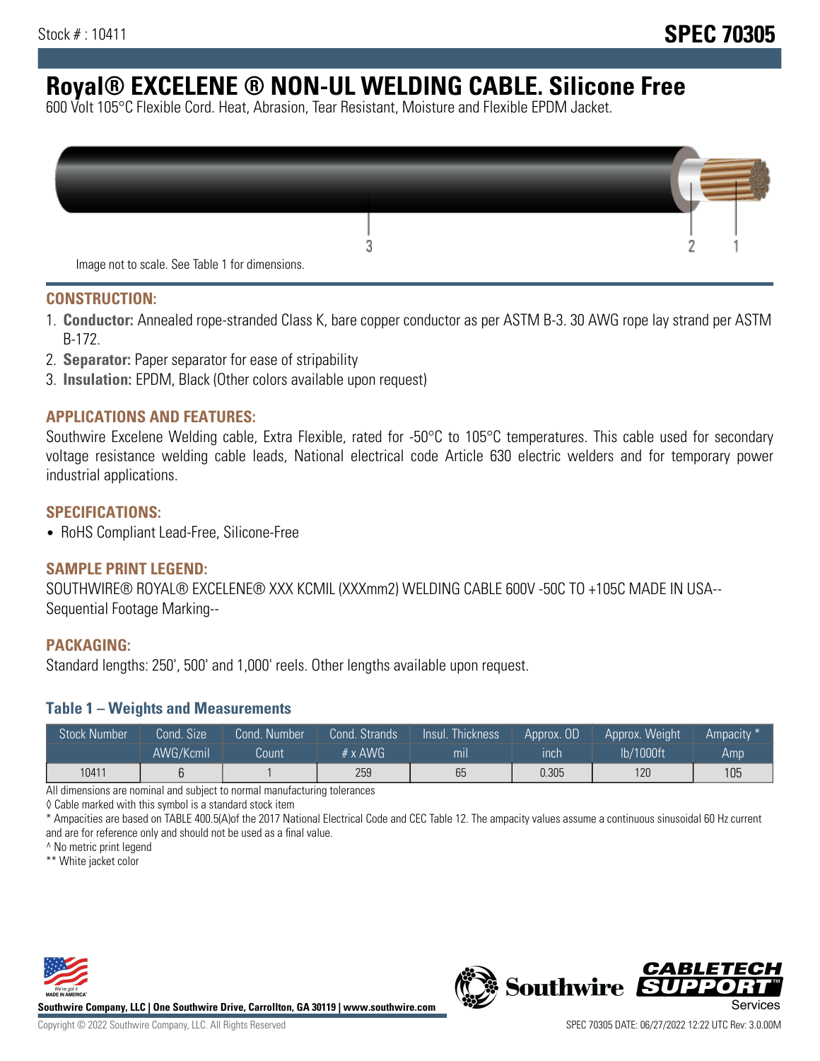Stock # : 10411

**SPEC 70305**

# Royal® EXCELENE ® NON-UL WELDING CABLE. Silicone Free

600 Volt 105°C Flexible Cord. Heat, Abrasion, Tear Resistant, Moisture and Flexible EPDM Jacket.

Image not to scale. See Table 1 for dimensions.

## CONSTRUCTION:

1. **Conductor:** Annealed rope-stranded Class K, bare copper conductor as per ASTM B-3. 30 AWG rope lay strand per ASTM B-172.
2. **Separator:** Paper separator for ease of stripability
3. **Insulation:** EPDM, Black (Other colors available upon request)

## APPLICATIONS AND FEATURES:

Southwire Excelene Welding cable, Extra Flexible, rated for -50°C to 105°C temperatures. This cable used for secondary voltage resistance welding cable leads, National electrical code Article 630 electric welders and for temporary power industrial applications.

## SPECIFICATIONS:

- RoHS Compliant Lead-Free, Silicone-Free

## SAMPLE PRINT LEGEND:

SOUTHWIRE® ROYAL® EXCELENE® XXX KCMIL (XXXmm2) WELDING CABLE 600V -50C TO +105C MADE IN USA--Sequential Footage Marking--

## PACKAGING:

Standard lengths: 250', 500' and 1,000' reels. Other lengths available upon request.

### Table 1 – Weights and Measurements

| Stock Number | Cond. Size | Cond. Number | Cond. Strands | Insul. Thickness | Approx. OD | Approx. Weight | Ampacity * |
|---|---|---|---|---|---|---|---|
| | AWG/Kcmil | Count | # x AWG | mil | inch | lb/1000ft | Amp |
| 10411 | 6 | 1 | 259 | 65 | 0.305 | 120 | 105 |

All dimensions are nominal and subject to normal manufacturing tolerances

◊ Cable marked with this symbol is a standard stock item

* Ampacities are based on TABLE 400.5(A)of the 2017 National Electrical Code and CEC Table 12. The ampacity values assume a continuous sinusoidal 60 Hz current and are for reference only and should not be used as a final value.

^ No metric print legend

** White jacket color

**Southwire Company, LLC | One Southwire Drive, Carrollton, GA 30119 | www.southwire.com**

Copyright © 2022 Southwire Company, LLC. All Rights Reserved

SPEC 70305 DATE: 06/27/2022 12:22 UTC Rev: 3.0.00M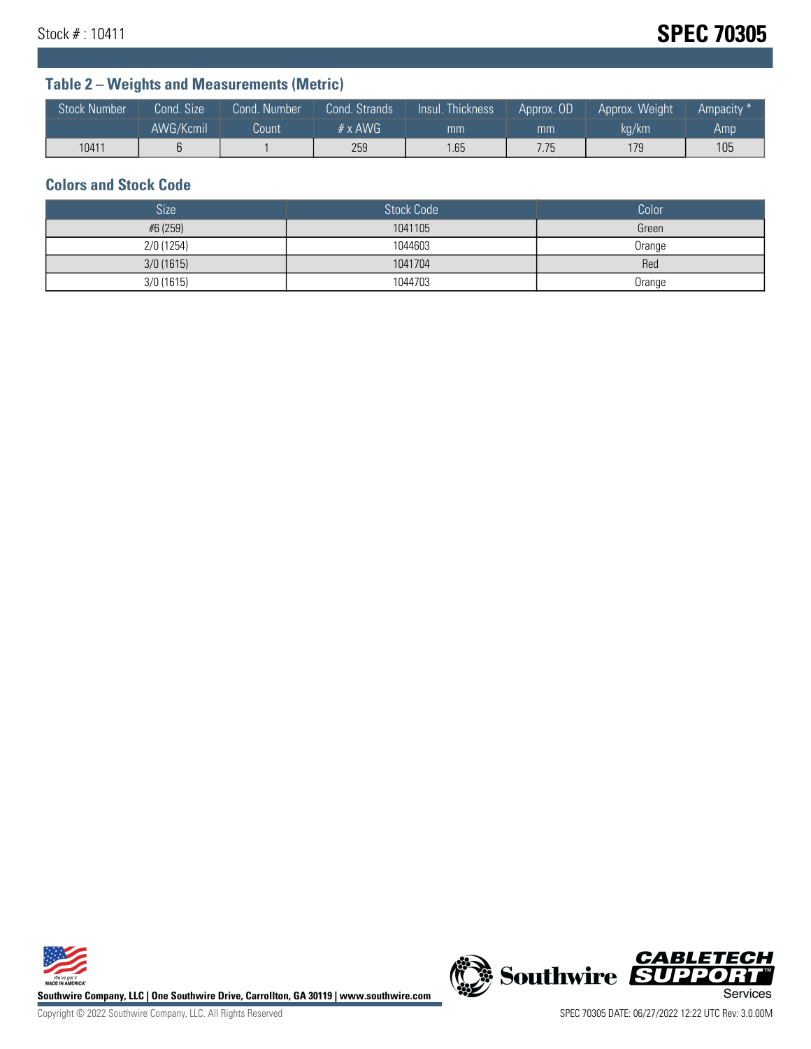## Table 2 – Weights and Measurements (Metric)

| Stock Number | Cond. Size | Cond. Number | Cond. Strands | Insul. Thickness | Approx. OD | Approx. Weight | Ampacity * |
|---|---|---|---|---|---|---|---|
| | AWG/Kcmil | Count | # x AWG | mm | mm | kg/km | Amp |
| 10411 | 6 | 1 | 259 | 1.65 | 7.75 | 179 | 105 |

## Colors and Stock Code

| Size | Stock Code | Color |
|---|---|---|
| #6 (259) | 1041105 | Green |
| 2/0 (1254) | 1044603 | Orange |
| 3/0 (1615) | 1041704 | Red |
| 3/0 (1615) | 1044703 | Orange |

Southwire Company, LLC | One Southwire Drive, Carrollton, GA 30119 | www.southwire.com

Copyright © 2022 Southwire Company, LLC. All Rights Reserved

SPEC 70305 DATE: 06/27/2022 12:22 UTC Rev: 3.0.00M